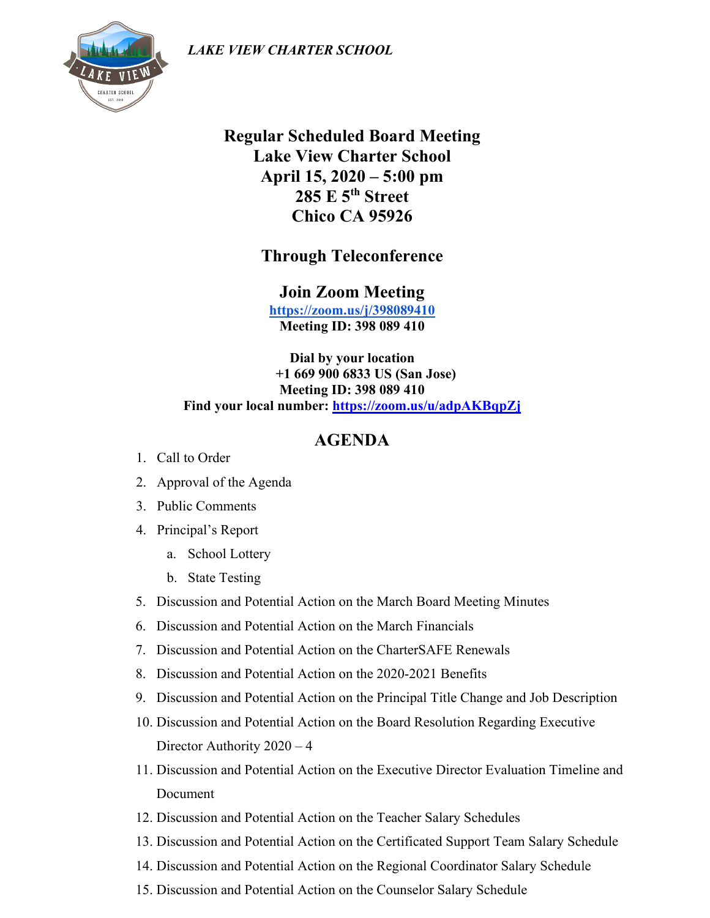*LAKE VIEW CHARTER SCHOOL*

# Regular Scheduled Board Meeting
# Lake View Charter School
# April 15, 2020 – 5:00 pm
# 285 E 5th Street
# Chico CA 95926

## Through Teleconference

## Join Zoom Meeting

**[https://zoom.us/j/398089410](https://zoom.us/j/398089410)**
**Meeting ID: 398 089 410**

**Dial by your location**
**+1 669 900 6833 US (San Jose)**
**Meeting ID: 398 089 410**
**Find your local number: [https://zoom.us/u/adpAKBqpZj](https://zoom.us/u/adpAKBqpZj)**

## AGENDA

1. Call to Order
2. Approval of the Agenda
3. Public Comments
4. Principal's Report
   a. School Lottery
   b. State Testing
5. Discussion and Potential Action on the March Board Meeting Minutes
6. Discussion and Potential Action on the March Financials
7. Discussion and Potential Action on the CharterSAFE Renewals
8. Discussion and Potential Action on the 2020-2021 Benefits
9. Discussion and Potential Action on the Principal Title Change and Job Description
10. Discussion and Potential Action on the Board Resolution Regarding Executive Director Authority 2020 – 4
11. Discussion and Potential Action on the Executive Director Evaluation Timeline and Document
12. Discussion and Potential Action on the Teacher Salary Schedules
13. Discussion and Potential Action on the Certificated Support Team Salary Schedule
14. Discussion and Potential Action on the Regional Coordinator Salary Schedule
15. Discussion and Potential Action on the Counselor Salary Schedule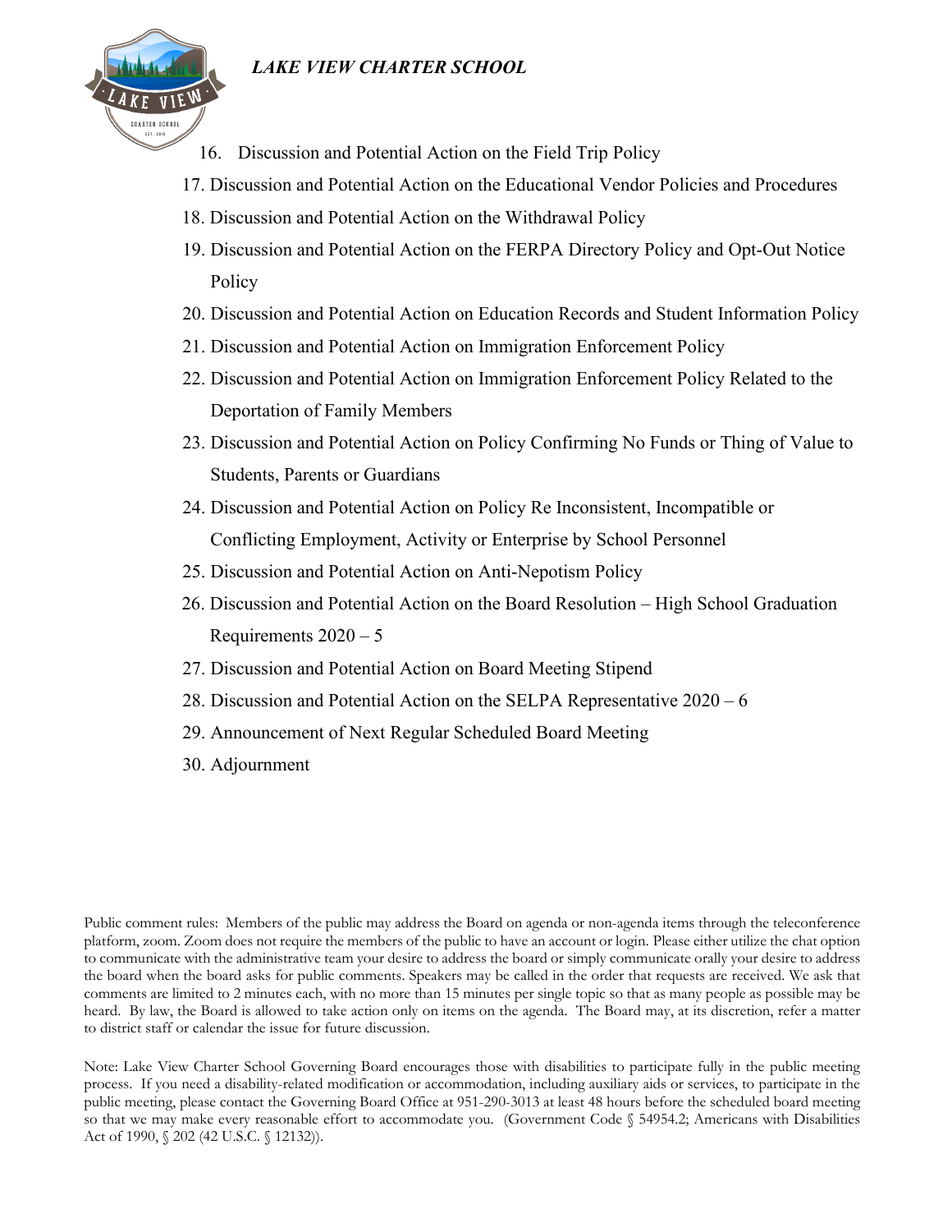*LAKE VIEW CHARTER SCHOOL*

16. Discussion and Potential Action on the Field Trip Policy
17. Discussion and Potential Action on the Educational Vendor Policies and Procedures
18. Discussion and Potential Action on the Withdrawal Policy
19. Discussion and Potential Action on the FERPA Directory Policy and Opt-Out Notice Policy
20. Discussion and Potential Action on Education Records and Student Information Policy
21. Discussion and Potential Action on Immigration Enforcement Policy
22. Discussion and Potential Action on Immigration Enforcement Policy Related to the Deportation of Family Members
23. Discussion and Potential Action on Policy Confirming No Funds or Thing of Value to Students, Parents or Guardians
24. Discussion and Potential Action on Policy Re Inconsistent, Incompatible or Conflicting Employment, Activity or Enterprise by School Personnel
25. Discussion and Potential Action on Anti-Nepotism Policy
26. Discussion and Potential Action on the Board Resolution – High School Graduation Requirements 2020 – 5
27. Discussion and Potential Action on Board Meeting Stipend
28. Discussion and Potential Action on the SELPA Representative 2020 – 6
29. Announcement of Next Regular Scheduled Board Meeting
30. Adjournment

Public comment rules: Members of the public may address the Board on agenda or non-agenda items through the teleconference platform, zoom. Zoom does not require the members of the public to have an account or login. Please either utilize the chat option to communicate with the administrative team your desire to address the board or simply communicate orally your desire to address the board when the board asks for public comments. Speakers may be called in the order that requests are received. We ask that comments are limited to 2 minutes each, with no more than 15 minutes per single topic so that as many people as possible may be heard. By law, the Board is allowed to take action only on items on the agenda. The Board may, at its discretion, refer a matter to district staff or calendar the issue for future discussion.

Note: Lake View Charter School Governing Board encourages those with disabilities to participate fully in the public meeting process. If you need a disability-related modification or accommodation, including auxiliary aids or services, to participate in the public meeting, please contact the Governing Board Office at 951-290-3013 at least 48 hours before the scheduled board meeting so that we may make every reasonable effort to accommodate you. (Government Code § 54954.2; Americans with Disabilities Act of 1990, § 202 (42 U.S.C. § 12132)).